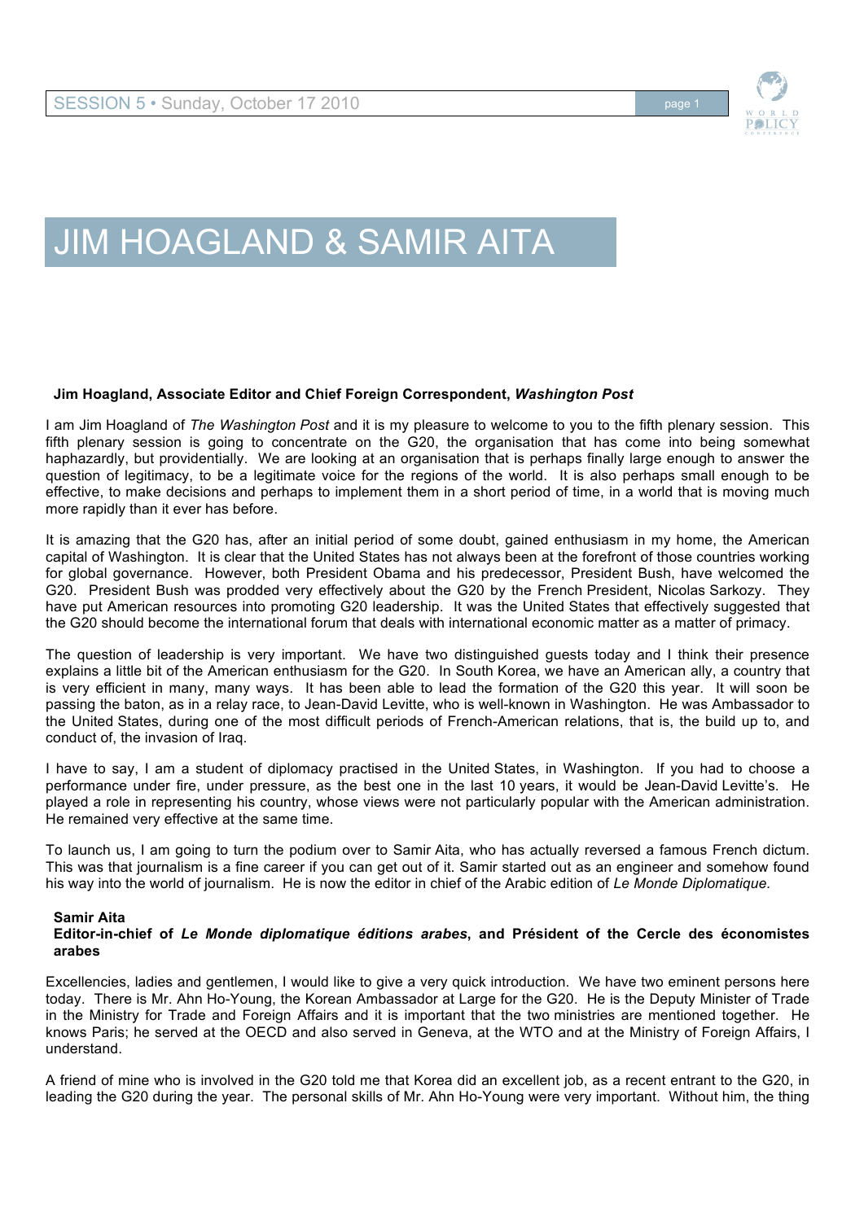# JIM HOAGLAND & SAMIR AITA

**Jim Hoagland, Associate Editor and Chief Foreign Correspondent, *Washington Post***

I am Jim Hoagland of *The Washington Post* and it is my pleasure to welcome to you to the fifth plenary session. This fifth plenary session is going to concentrate on the G20, the organisation that has come into being somewhat haphazardly, but providentially. We are looking at an organisation that is perhaps finally large enough to answer the question of legitimacy, to be a legitimate voice for the regions of the world. It is also perhaps small enough to be effective, to make decisions and perhaps to implement them in a short period of time, in a world that is moving much more rapidly than it ever has before.

It is amazing that the G20 has, after an initial period of some doubt, gained enthusiasm in my home, the American capital of Washington. It is clear that the United States has not always been at the forefront of those countries working for global governance. However, both President Obama and his predecessor, President Bush, have welcomed the G20. President Bush was prodded very effectively about the G20 by the French President, Nicolas Sarkozy. They have put American resources into promoting G20 leadership. It was the United States that effectively suggested that the G20 should become the international forum that deals with international economic matter as a matter of primacy.

The question of leadership is very important. We have two distinguished guests today and I think their presence explains a little bit of the American enthusiasm for the G20. In South Korea, we have an American ally, a country that is very efficient in many, many ways. It has been able to lead the formation of the G20 this year. It will soon be passing the baton, as in a relay race, to Jean-David Levitte, who is well-known in Washington. He was Ambassador to the United States, during one of the most difficult periods of French-American relations, that is, the build up to, and conduct of, the invasion of Iraq.

I have to say, I am a student of diplomacy practised in the United States, in Washington. If you had to choose a performance under fire, under pressure, as the best one in the last 10 years, it would be Jean-David Levitte's. He played a role in representing his country, whose views were not particularly popular with the American administration. He remained very effective at the same time.

To launch us, I am going to turn the podium over to Samir Aita, who has actually reversed a famous French dictum. This was that journalism is a fine career if you can get out of it. Samir started out as an engineer and somehow found his way into the world of journalism. He is now the editor in chief of the Arabic edition of *Le Monde Diplomatique.*

**Samir Aita**
**Editor-in-chief of *Le Monde diplomatique éditions arabes*, and Président of the Cercle des économistes arabes**

Excellencies, ladies and gentlemen, I would like to give a very quick introduction. We have two eminent persons here today. There is Mr. Ahn Ho-Young, the Korean Ambassador at Large for the G20. He is the Deputy Minister of Trade in the Ministry for Trade and Foreign Affairs and it is important that the two ministries are mentioned together. He knows Paris; he served at the OECD and also served in Geneva, at the WTO and at the Ministry of Foreign Affairs, I understand.

A friend of mine who is involved in the G20 told me that Korea did an excellent job, as a recent entrant to the G20, in leading the G20 during the year. The personal skills of Mr. Ahn Ho-Young were very important. Without him, the thing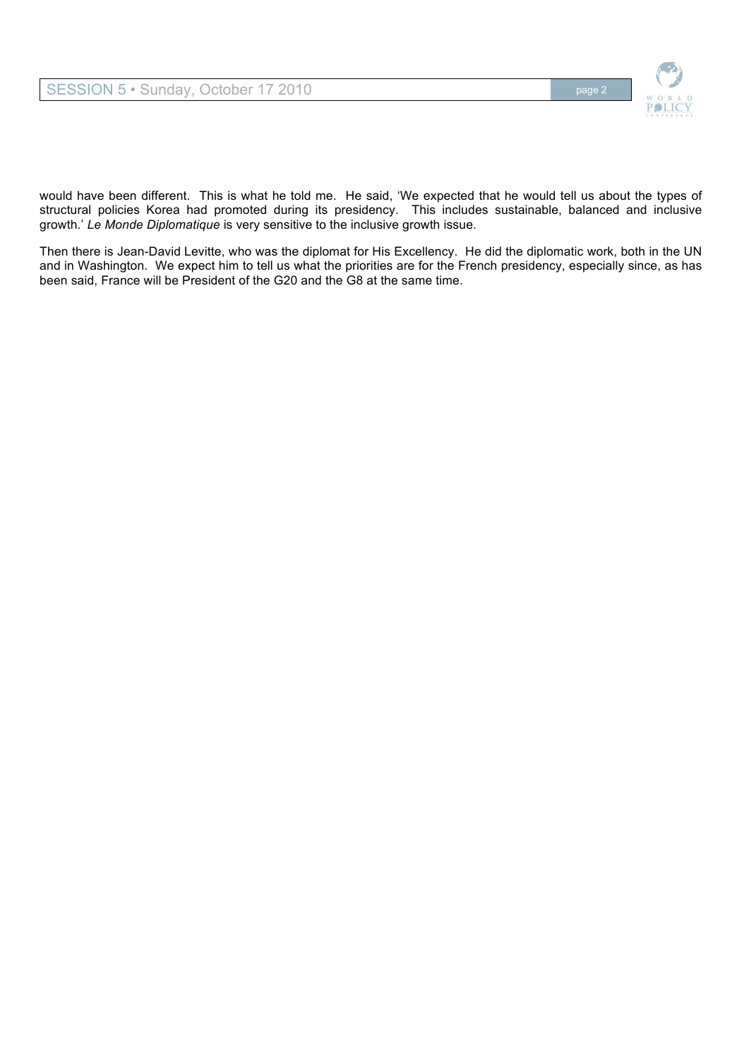would have been different. This is what he told me. He said, 'We expected that he would tell us about the types of structural policies Korea had promoted during its presidency. This includes sustainable, balanced and inclusive growth.' *Le Monde Diplomatique* is very sensitive to the inclusive growth issue.

Then there is Jean-David Levitte, who was the diplomat for His Excellency. He did the diplomatic work, both in the UN and in Washington. We expect him to tell us what the priorities are for the French presidency, especially since, as has been said, France will be President of the G20 and the G8 at the same time.